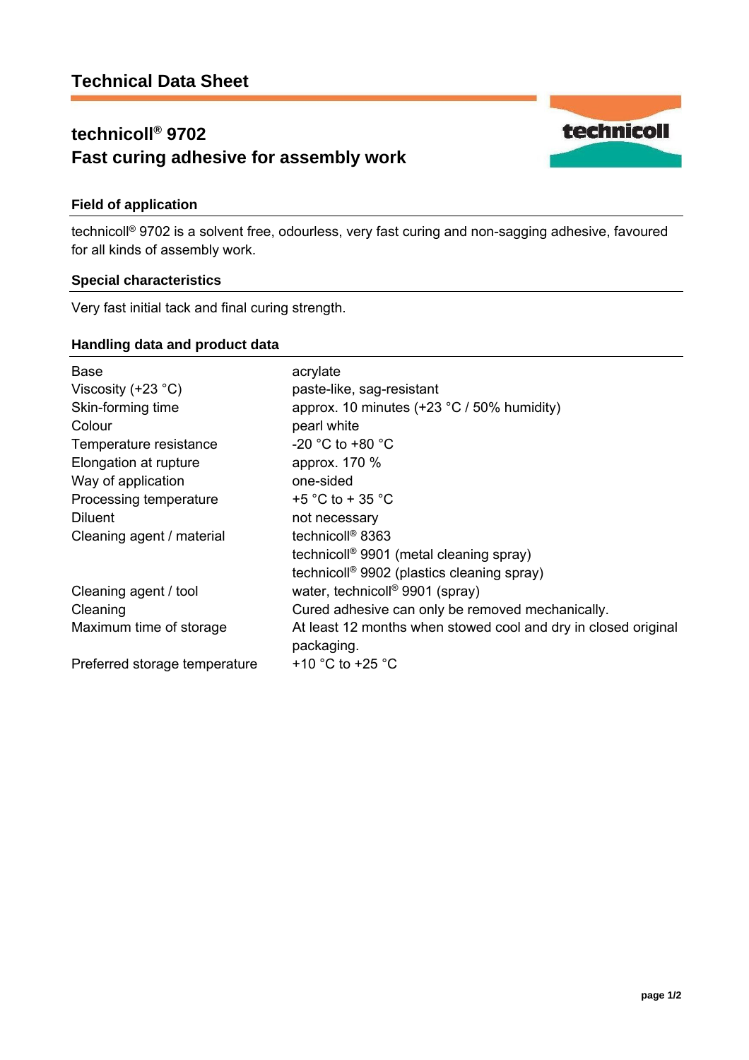# Technical Data Sheet

## technicoll® 9702
## Fast curing adhesive for assembly work

### Field of application

technicoll® 9702 is a solvent free, odourless, very fast curing and non-sagging adhesive, favoured for all kinds of assembly work.

### Special characteristics

Very fast initial tack and final curing strength.

### Handling data and product data

| | |
|---|---|
| Base | acrylate |
| Viscosity (+23 °C) | paste-like, sag-resistant |
| Skin-forming time | approx. 10 minutes (+23 °C / 50% humidity) |
| Colour | pearl white |
| Temperature resistance | -20 °C to +80 °C |
| Elongation at rupture | approx. 170 % |
| Way of application | one-sided |
| Processing temperature | +5 °C to + 35 °C |
| Diluent | not necessary |
| Cleaning agent / material | technicoll® 8363<br>technicoll® 9901 (metal cleaning spray)<br>technicoll® 9902 (plastics cleaning spray) |
| Cleaning agent / tool | water, technicoll® 9901 (spray) |
| Cleaning | Cured adhesive can only be removed mechanically. |
| Maximum time of storage | At least 12 months when stowed cool and dry in closed original packaging. |
| Preferred storage temperature | +10 °C to +25 °C |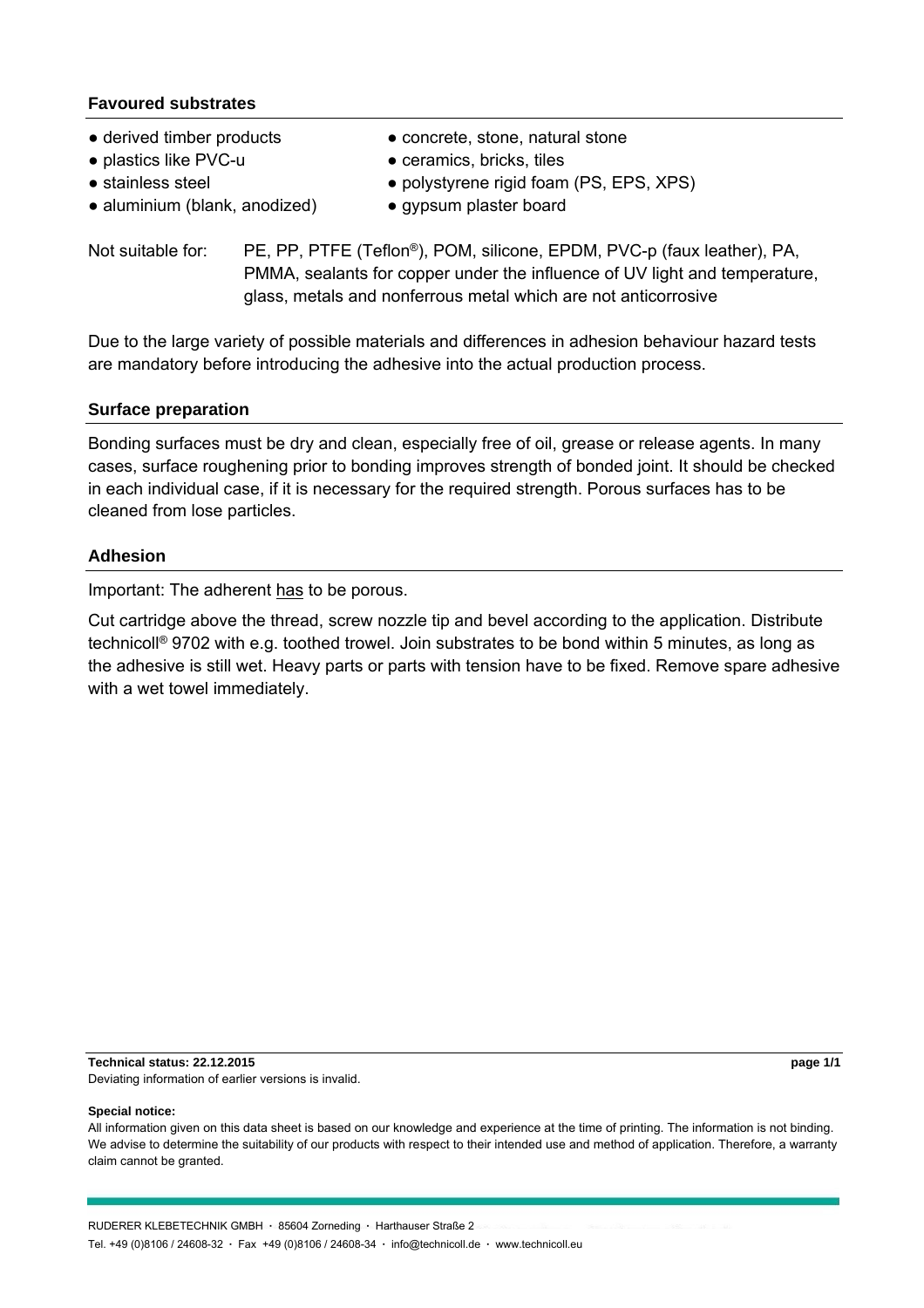## Favoured substrates

- derived timber products
- plastics like PVC-u
- stainless steel
- aluminium (blank, anodized)
- concrete, stone, natural stone
- ceramics, bricks, tiles
- polystyrene rigid foam (PS, EPS, XPS)
- gypsum plaster board

Not suitable for: PE, PP, PTFE (Teflon®), POM, silicone, EPDM, PVC-p (faux leather), PA, PMMA, sealants for copper under the influence of UV light and temperature, glass, metals and nonferrous metal which are not anticorrosive

Due to the large variety of possible materials and differences in adhesion behaviour hazard tests are mandatory before introducing the adhesive into the actual production process.

## Surface preparation

Bonding surfaces must be dry and clean, especially free of oil, grease or release agents. In many cases, surface roughening prior to bonding improves strength of bonded joint. It should be checked in each individual case, if it is necessary for the required strength. Porous surfaces has to be cleaned from lose particles.

## Adhesion

Important: The adherent has to be porous.

Cut cartridge above the thread, screw nozzle tip and bevel according to the application. Distribute technicoll® 9702 with e.g. toothed trowel. Join substrates to be bond within 5 minutes, as long as the adhesive is still wet. Heavy parts or parts with tension have to be fixed. Remove spare adhesive with a wet towel immediately.

**Technical status: 22.12.2015**

Deviating information of earlier versions is invalid.

**Special notice:**

All information given on this data sheet is based on our knowledge and experience at the time of printing. The information is not binding. We advise to determine the suitability of our products with respect to their intended use and method of application. Therefore, a warranty claim cannot be granted.

RUDERER KLEBETECHNIK GMBH · 85604 Zorneding · Harthauser Straße 2

Tel. +49 (0)8106 / 24608-32 · Fax +49 (0)8106 / 24608-34 · info@technicoll.de · www.technicoll.eu